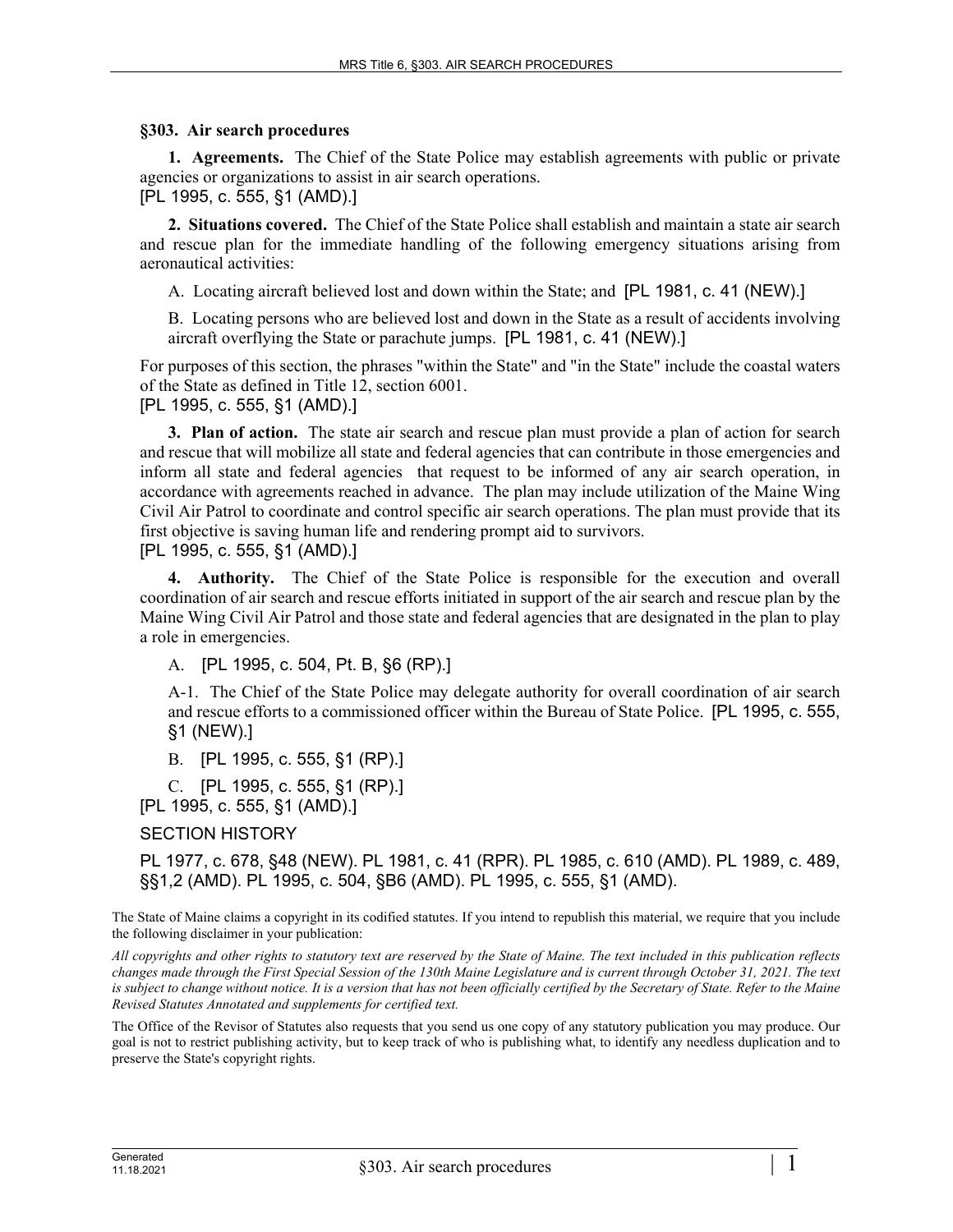## §303. Air search procedures

**1. Agreements.** The Chief of the State Police may establish agreements with public or private agencies or organizations to assist in air search operations.
[PL 1995, c. 555, §1 (AMD).]

**2. Situations covered.** The Chief of the State Police shall establish and maintain a state air search and rescue plan for the immediate handling of the following emergency situations arising from aeronautical activities:

A. Locating aircraft believed lost and down within the State; and [PL 1981, c. 41 (NEW).]

B. Locating persons who are believed lost and down in the State as a result of accidents involving aircraft overflying the State or parachute jumps. [PL 1981, c. 41 (NEW).]

For purposes of this section, the phrases "within the State" and "in the State" include the coastal waters of the State as defined in Title 12, section 6001.
[PL 1995, c. 555, §1 (AMD).]

**3. Plan of action.** The state air search and rescue plan must provide a plan of action for search and rescue that will mobilize all state and federal agencies that can contribute in those emergencies and inform all state and federal agencies that request to be informed of any air search operation, in accordance with agreements reached in advance. The plan may include utilization of the Maine Wing Civil Air Patrol to coordinate and control specific air search operations. The plan must provide that its first objective is saving human life and rendering prompt aid to survivors.
[PL 1995, c. 555, §1 (AMD).]

**4. Authority.** The Chief of the State Police is responsible for the execution and overall coordination of air search and rescue efforts initiated in support of the air search and rescue plan by the Maine Wing Civil Air Patrol and those state and federal agencies that are designated in the plan to play a role in emergencies.

A. [PL 1995, c. 504, Pt. B, §6 (RP).]

A-1. The Chief of the State Police may delegate authority for overall coordination of air search and rescue efforts to a commissioned officer within the Bureau of State Police. [PL 1995, c. 555, §1 (NEW).]

B. [PL 1995, c. 555, §1 (RP).]

C. [PL 1995, c. 555, §1 (RP).]
[PL 1995, c. 555, §1 (AMD).]

SECTION HISTORY

PL 1977, c. 678, §48 (NEW). PL 1981, c. 41 (RPR). PL 1985, c. 610 (AMD). PL 1989, c. 489, §§1,2 (AMD). PL 1995, c. 504, §B6 (AMD). PL 1995, c. 555, §1 (AMD).

The State of Maine claims a copyright in its codified statutes. If you intend to republish this material, we require that you include the following disclaimer in your publication:

*All copyrights and other rights to statutory text are reserved by the State of Maine. The text included in this publication reflects changes made through the First Special Session of the 130th Maine Legislature and is current through October 31, 2021. The text is subject to change without notice. It is a version that has not been officially certified by the Secretary of State. Refer to the Maine Revised Statutes Annotated and supplements for certified text.*

The Office of the Revisor of Statutes also requests that you send us one copy of any statutory publication you may produce. Our goal is not to restrict publishing activity, but to keep track of who is publishing what, to identify any needless duplication and to preserve the State's copyright rights.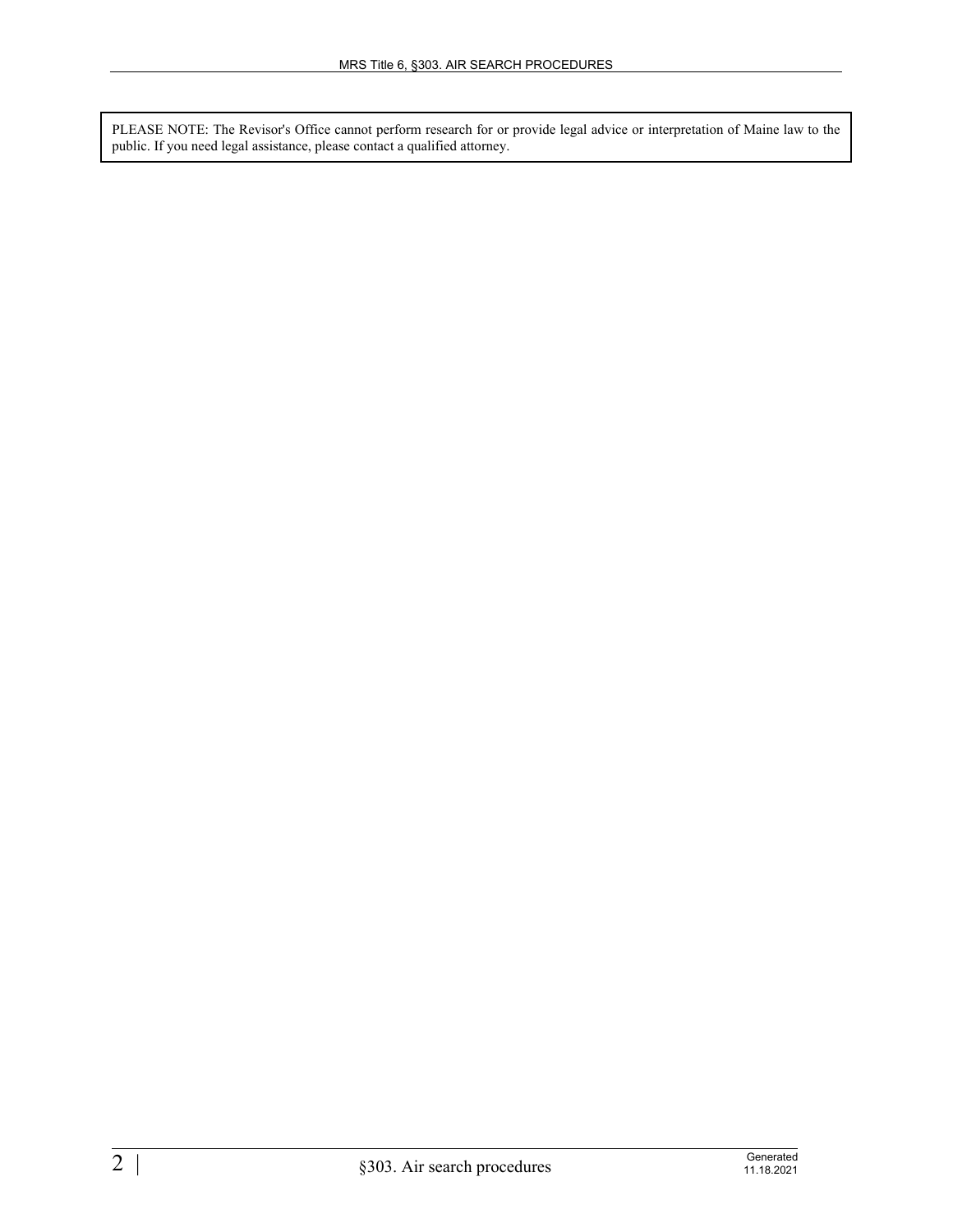PLEASE NOTE: The Revisor's Office cannot perform research for or provide legal advice or interpretation of Maine law to the public. If you need legal assistance, please contact a qualified attorney.